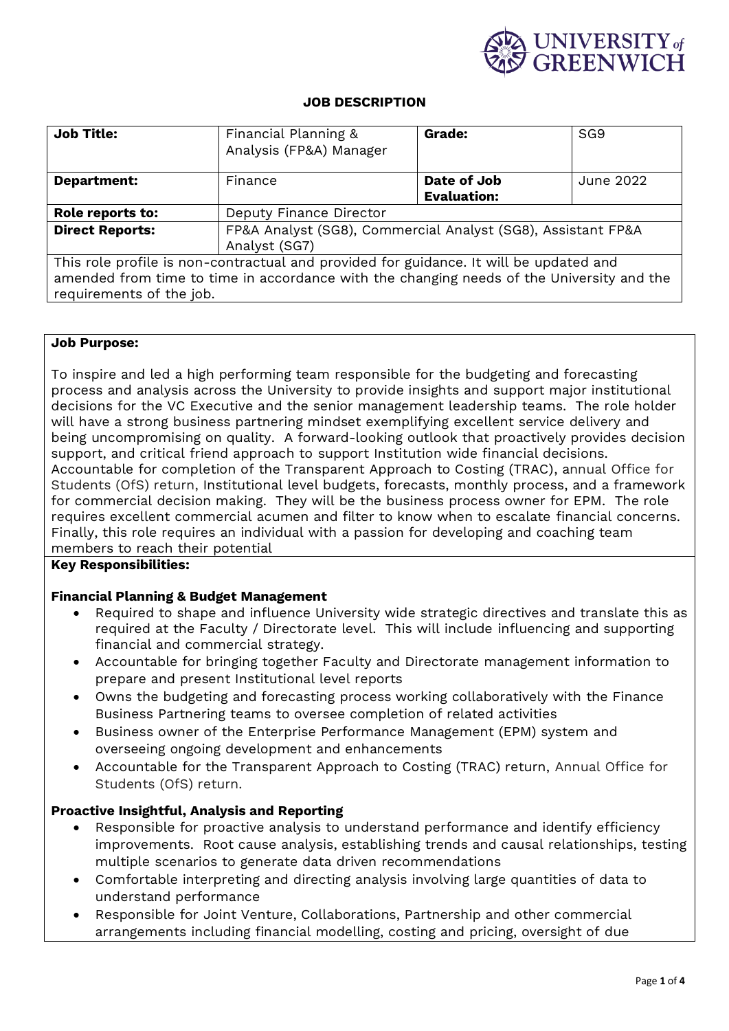UNIVERSITY of GREENWICH

## JOB DESCRIPTION

| **Job Title:** | Financial Planning & Analysis (FP&A) Manager | **Grade:** | SG9 |
|---|---|---|---|
| **Department:** | Finance | **Date of Job Evaluation:** | June 2022 |
| **Role reports to:** | Deputy Finance Director | | |
| **Direct Reports:** | FP&A Analyst (SG8), Commercial Analyst (SG8), Assistant FP&A Analyst (SG7) | | |

This role profile is non-contractual and provided for guidance. It will be updated and amended from time to time in accordance with the changing needs of the University and the requirements of the job.

**Job Purpose:**

To inspire and led a high performing team responsible for the budgeting and forecasting process and analysis across the University to provide insights and support major institutional decisions for the VC Executive and the senior management leadership teams. The role holder will have a strong business partnering mindset exemplifying excellent service delivery and being uncompromising on quality. A forward-looking outlook that proactively provides decision support, and critical friend approach to support Institution wide financial decisions. Accountable for completion of the Transparent Approach to Costing (TRAC), annual Office for Students (OfS) return, Institutional level budgets, forecasts, monthly process, and a framework for commercial decision making. They will be the business process owner for EPM. The role requires excellent commercial acumen and filter to know when to escalate financial concerns. Finally, this role requires an individual with a passion for developing and coaching team members to reach their potential

**Key Responsibilities:**

**Financial Planning & Budget Management**

- Required to shape and influence University wide strategic directives and translate this as required at the Faculty / Directorate level. This will include influencing and supporting financial and commercial strategy.
- Accountable for bringing together Faculty and Directorate management information to prepare and present Institutional level reports
- Owns the budgeting and forecasting process working collaboratively with the Finance Business Partnering teams to oversee completion of related activities
- Business owner of the Enterprise Performance Management (EPM) system and overseeing ongoing development and enhancements
- Accountable for the Transparent Approach to Costing (TRAC) return, Annual Office for Students (OfS) return.

**Proactive Insightful, Analysis and Reporting**

- Responsible for proactive analysis to understand performance and identify efficiency improvements. Root cause analysis, establishing trends and causal relationships, testing multiple scenarios to generate data driven recommendations
- Comfortable interpreting and directing analysis involving large quantities of data to understand performance
- Responsible for Joint Venture, Collaborations, Partnership and other commercial arrangements including financial modelling, costing and pricing, oversight of due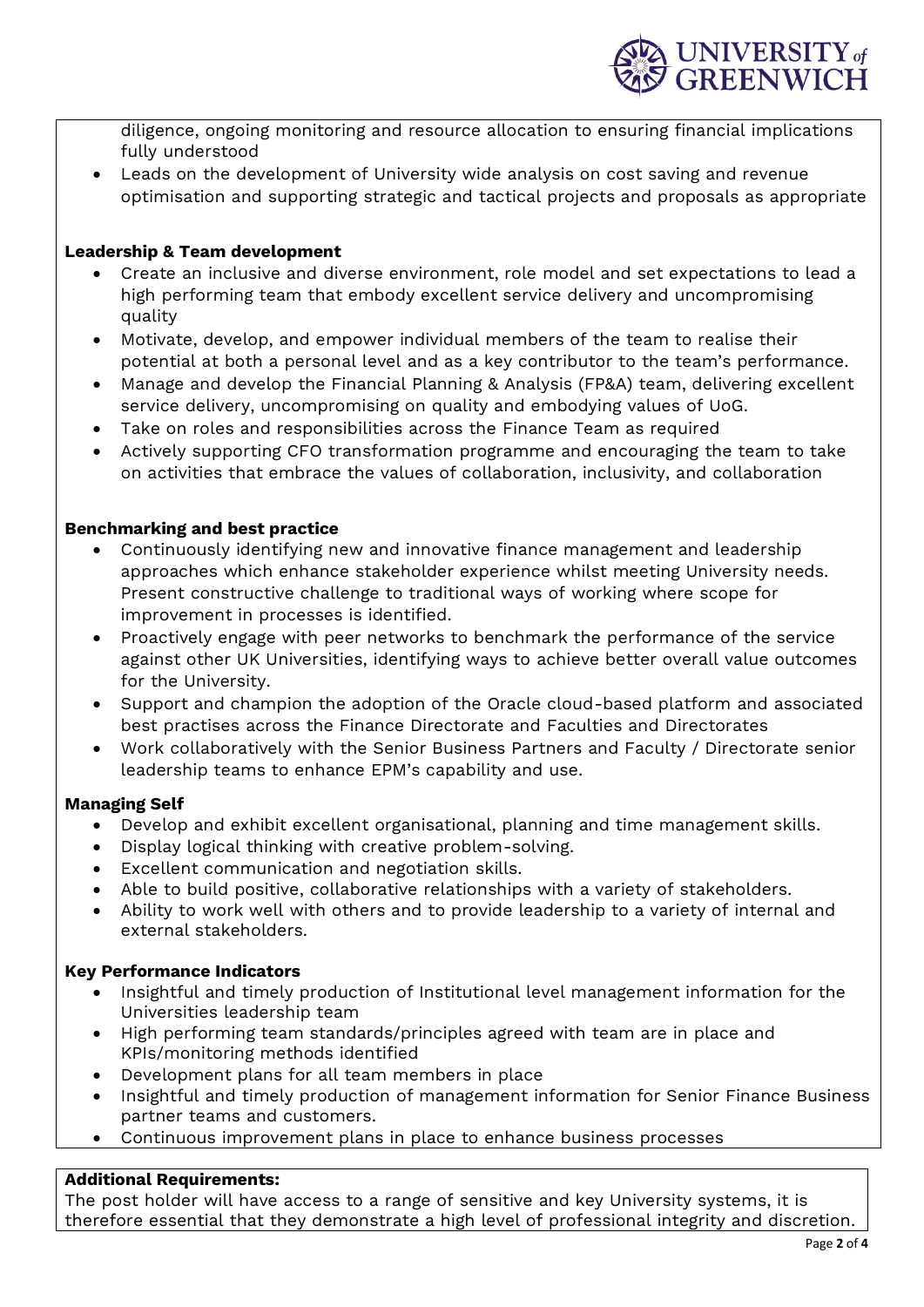diligence, ongoing monitoring and resource allocation to ensuring financial implications fully understood
- Leads on the development of University wide analysis on cost saving and revenue optimisation and supporting strategic and tactical projects and proposals as appropriate

**Leadership & Team development**
- Create an inclusive and diverse environment, role model and set expectations to lead a high performing team that embody excellent service delivery and uncompromising quality
- Motivate, develop, and empower individual members of the team to realise their potential at both a personal level and as a key contributor to the team's performance.
- Manage and develop the Financial Planning & Analysis (FP&A) team, delivering excellent service delivery, uncompromising on quality and embodying values of UoG.
- Take on roles and responsibilities across the Finance Team as required
- Actively supporting CFO transformation programme and encouraging the team to take on activities that embrace the values of collaboration, inclusivity, and collaboration

**Benchmarking and best practice**
- Continuously identifying new and innovative finance management and leadership approaches which enhance stakeholder experience whilst meeting University needs. Present constructive challenge to traditional ways of working where scope for improvement in processes is identified.
- Proactively engage with peer networks to benchmark the performance of the service against other UK Universities, identifying ways to achieve better overall value outcomes for the University.
- Support and champion the adoption of the Oracle cloud-based platform and associated best practises across the Finance Directorate and Faculties and Directorates
- Work collaboratively with the Senior Business Partners and Faculty / Directorate senior leadership teams to enhance EPM's capability and use.

**Managing Self**
- Develop and exhibit excellent organisational, planning and time management skills.
- Display logical thinking with creative problem-solving.
- Excellent communication and negotiation skills.
- Able to build positive, collaborative relationships with a variety of stakeholders.
- Ability to work well with others and to provide leadership to a variety of internal and external stakeholders.

**Key Performance Indicators**
- Insightful and timely production of Institutional level management information for the Universities leadership team
- High performing team standards/principles agreed with team are in place and KPIs/monitoring methods identified
- Development plans for all team members in place
- Insightful and timely production of management information for Senior Finance Business partner teams and customers.
- Continuous improvement plans in place to enhance business processes

**Additional Requirements:**
The post holder will have access to a range of sensitive and key University systems, it is therefore essential that they demonstrate a high level of professional integrity and discretion.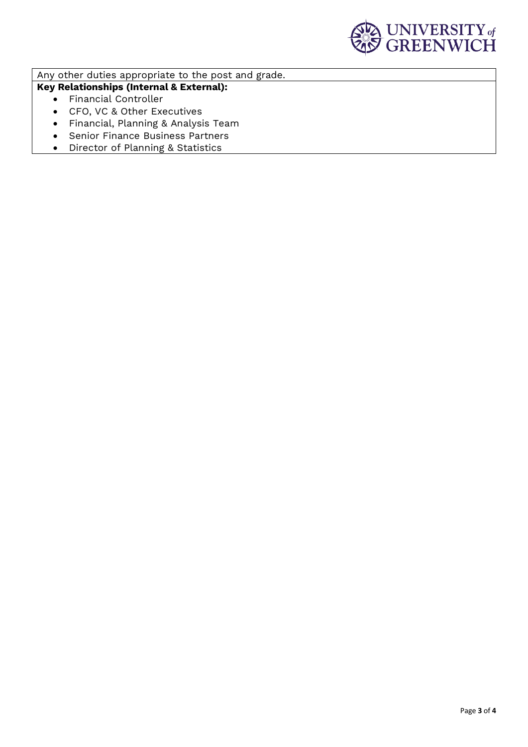Any other duties appropriate to the post and grade.

**Key Relationships (Internal & External):**

- Financial Controller
- CFO, VC & Other Executives
- Financial, Planning & Analysis Team
- Senior Finance Business Partners
- Director of Planning & Statistics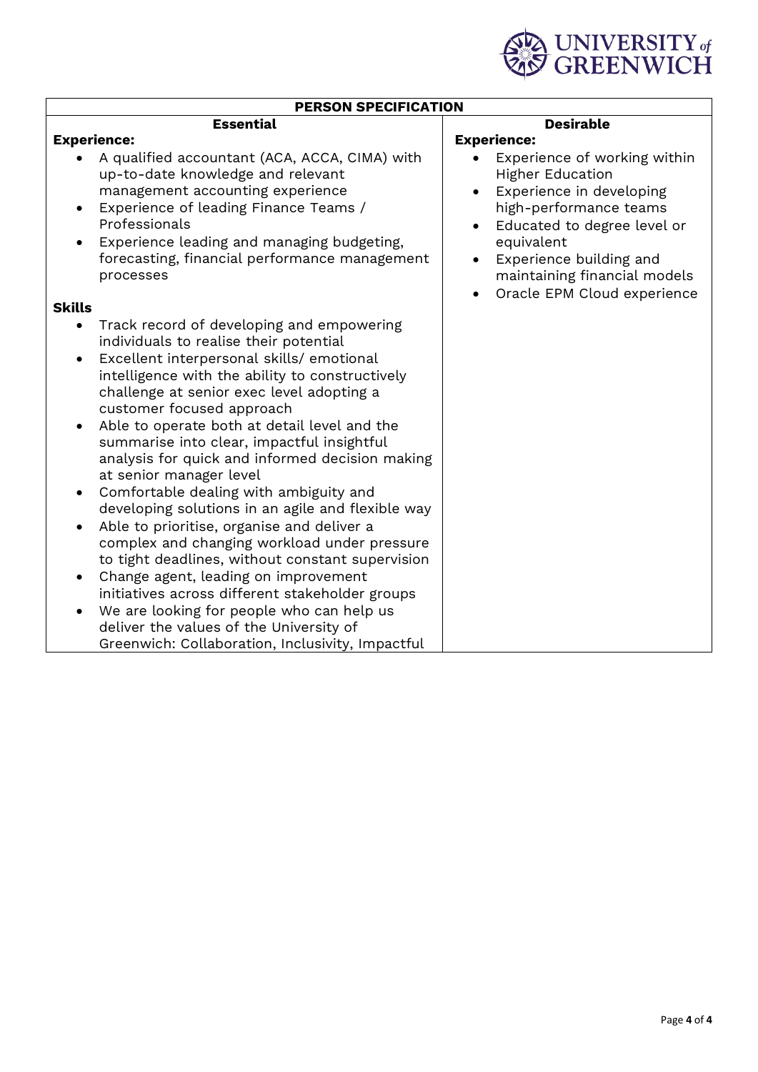| PERSON SPECIFICATION | |
|---|---|
| **Essential** | **Desirable** |
| **Experience:**<br>• A qualified accountant (ACA, ACCA, CIMA) with up-to-date knowledge and relevant management accounting experience<br>• Experience of leading Finance Teams / Professionals<br>• Experience leading and managing budgeting, forecasting, financial performance management processes<br><br>**Skills**<br>• Track record of developing and empowering individuals to realise their potential<br>• Excellent interpersonal skills/ emotional intelligence with the ability to constructively challenge at senior exec level adopting a customer focused approach<br>• Able to operate both at detail level and the summarise into clear, impactful insightful analysis for quick and informed decision making at senior manager level<br>• Comfortable dealing with ambiguity and developing solutions in an agile and flexible way<br>• Able to prioritise, organise and deliver a complex and changing workload under pressure to tight deadlines, without constant supervision<br>• Change agent, leading on improvement initiatives across different stakeholder groups<br>• We are looking for people who can help us deliver the values of the University of Greenwich: Collaboration, Inclusivity, Impactful | **Experience:**<br>• Experience of working within Higher Education<br>• Experience in developing high-performance teams<br>• Educated to degree level or equivalent<br>• Experience building and maintaining financial models<br>• Oracle EPM Cloud experience |